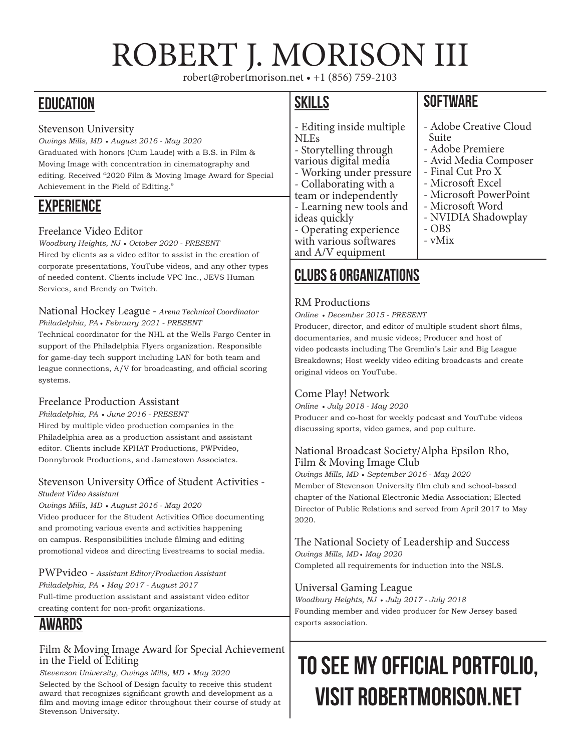# ROBERT J. MORISON III

robert@robertmorison.net • +1 (856) 759-2103

## EDUCATION

### Stevenson University

*Owings Mills, MD • August 2016 - May 2020*

Graduated with honors (Cum Laude) with a B.S. in Film & Moving Image with concentration in cinematography and editing. Received "2020 Film & Moving Image Award for Special Achievement in the Field of Editing."

## EXPERIENCE

### Freelance Video Editor

*Woodbury Heights, NJ • October 2020 - PRESENT*

Hired by clients as a video editor to assist in the creation of corporate presentations, YouTube videos, and any other types of needed content. Clients include VPC Inc., JEVS Human Services, and Brendy on Twitch.

### National Hockey League - *Arena Technical Coordinator*

*Philadelphia, PA • February 2021 - PRESENT*

Technical coordinator for the NHL at the Wells Fargo Center in support of the Philadelphia Flyers organization. Responsible for game-day tech support including LAN for both team and league connections, A/V for broadcasting, and official scoring systems.

### Freelance Production Assistant

*Philadelphia, PA • June 2016 - PRESENT*

Hired by multiple video production companies in the Philadelphia area as a production assistant and assistant editor. Clients include KPHAT Productions, PWPvideo, Donnybrook Productions, and Jamestown Associates.

### Stevenson University Office of Student Activities - *Student Video Assistant*

*Owings Mills, MD • August 2016 - May 2020*

Video producer for the Student Activities Office documenting and promoting various events and activities happening on campus. Responsibilities include filming and editing promotional videos and directing livestreams to social media.

### PWPvideo - *Assistant Editor/Production Assistant*

*Philadelphia, PA • May 2017 - August 2017*

Full-time production assistant and assistant video editor creating content for non-profit organizations.

## AWARDS

### Film & Moving Image Award for Special Achievement in the Field of Editing

*Stevenson University, Owings Mills, MD • May 2020*

Selected by the School of Design faculty to receive this student award that recognizes significant growth and development as a film and moving image editor throughout their course of study at Stevenson University.

## SKILLS

- Editing inside multiple NLEs
- Storytelling through various digital media
- Working under pressure
- Collaborating with a team or independently
- Learning new tools and ideas quickly
- Operating experience with various softwares and A/V equipment

## SOFTWARE

- Adobe Creative Cloud Suite
- Adobe Premiere
- Avid Media Composer
- Final Cut Pro X
- Microsoft Excel
- Microsoft PowerPoint
- Microsoft Word
- NVIDIA Shadowplay
- OBS
- vMix

## CLUBS & ORGANIZATIONS

### RM Productions

*Online • December 2015 - PRESENT*

Producer, director, and editor of multiple student short films, documentaries, and music videos; Producer and host of video podcasts including The Gremlin's Lair and Big League Breakdowns; Host weekly video editing broadcasts and create original videos on YouTube.

### Come Play! Network

*Online • July 2018 - May 2020*

Producer and co-host for weekly podcast and YouTube videos discussing sports, video games, and pop culture.

### National Broadcast Society/Alpha Epsilon Rho, Film & Moving Image Club

*Owings Mills, MD • September 2016 - May 2020*

Member of Stevenson University film club and school-based chapter of the National Electronic Media Association; Elected Director of Public Relations and served from April 2017 to May 2020.

### The National Society of Leadership and Success

*Owings Mills, MD • May 2020*

Completed all requirements for induction into the NSLS.

### Universal Gaming League

*Woodbury Heights, NJ • July 2017 - July 2018*

Founding member and video producer for New Jersey based esports association.

## TO SEE MY OFFICIAL PORTFOLIO, VISIT ROBERTMORISON.NET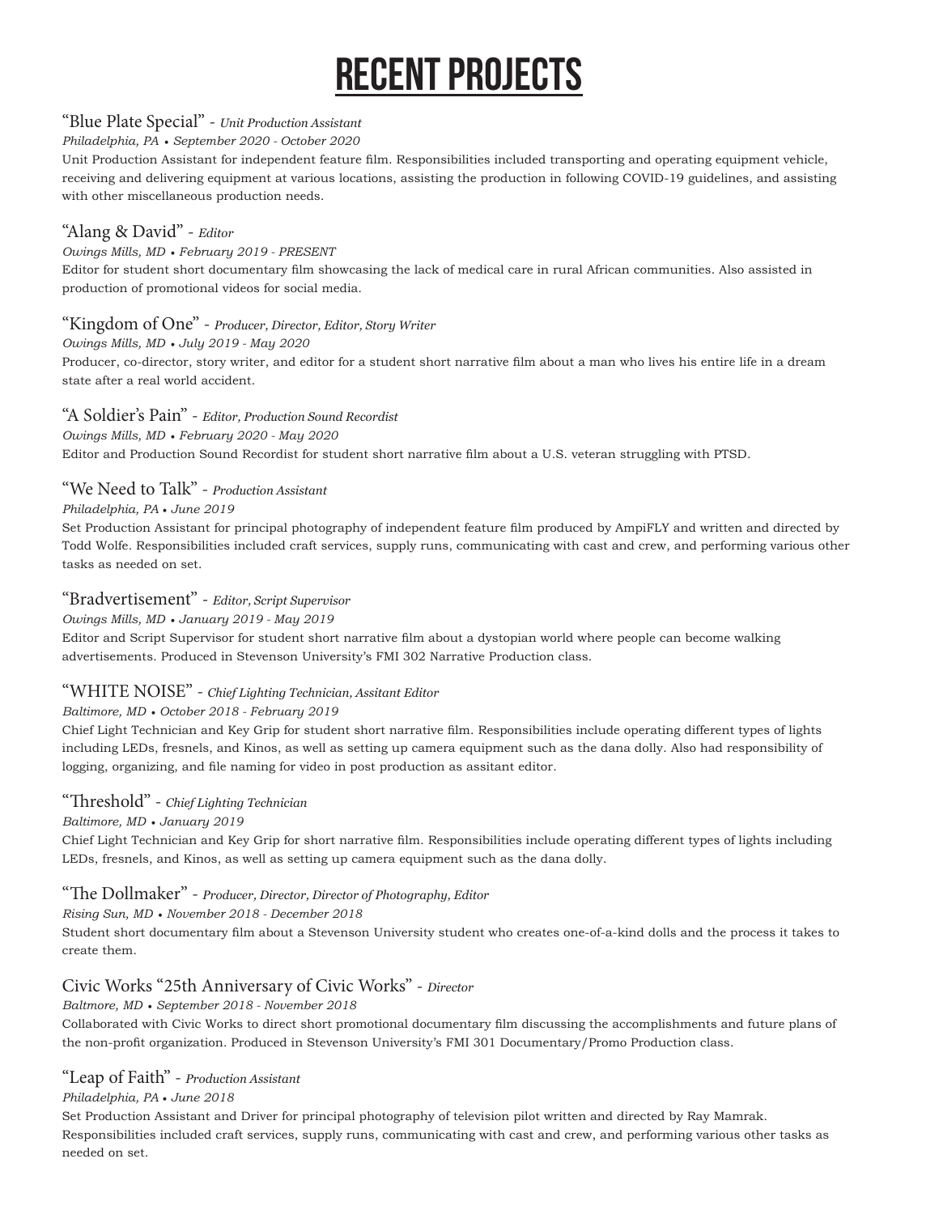# RECENT PROJECTS

### "Blue Plate Special" - *Unit Production Assistant*

*Philadelphia, PA • September 2020 - October 2020*

Unit Production Assistant for independent feature film. Responsibilities included transporting and operating equipment vehicle, receiving and delivering equipment at various locations, assisting the production in following COVID-19 guidelines, and assisting with other miscellaneous production needs.

### "Alang & David" - *Editor*

*Owings Mills, MD • February 2019 - PRESENT*

Editor for student short documentary film showcasing the lack of medical care in rural African communities. Also assisted in production of promotional videos for social media.

### "Kingdom of One" - *Producer, Director, Editor, Story Writer*

*Owings Mills, MD • July 2019 - May 2020*

Producer, co-director, story writer, and editor for a student short narrative film about a man who lives his entire life in a dream state after a real world accident.

### "A Soldier's Pain" - *Editor, Production Sound Recordist*

*Owings Mills, MD • February 2020 - May 2020*

Editor and Production Sound Recordist for student short narrative film about a U.S. veteran struggling with PTSD.

### "We Need to Talk" - *Production Assistant*

*Philadelphia, PA • June 2019*

Set Production Assistant for principal photography of independent feature film produced by AmpiFLY and written and directed by Todd Wolfe. Responsibilities included craft services, supply runs, communicating with cast and crew, and performing various other tasks as needed on set.

### "Bradvertisement" - *Editor, Script Supervisor*

*Owings Mills, MD • January 2019 - May 2019*

Editor and Script Supervisor for student short narrative film about a dystopian world where people can become walking advertisements. Produced in Stevenson University's FMI 302 Narrative Production class.

### "WHITE NOISE" - *Chief Lighting Technician, Assitant Editor*

*Baltimore, MD • October 2018 - February 2019*

Chief Light Technician and Key Grip for student short narrative film. Responsibilities include operating different types of lights including LEDs, fresnels, and Kinos, as well as setting up camera equipment such as the dana dolly. Also had responsibility of logging, organizing, and file naming for video in post production as assitant editor.

### "Threshold" - *Chief Lighting Technician*

*Baltimore, MD • January 2019*

Chief Light Technician and Key Grip for short narrative film. Responsibilities include operating different types of lights including LEDs, fresnels, and Kinos, as well as setting up camera equipment such as the dana dolly.

### "The Dollmaker" - *Producer, Director, Director of Photography, Editor*

*Rising Sun, MD • November 2018 - December 2018*

Student short documentary film about a Stevenson University student who creates one-of-a-kind dolls and the process it takes to create them.

### Civic Works "25th Anniversary of Civic Works" - *Director*

*Baltmore, MD • September 2018 - November 2018*

Collaborated with Civic Works to direct short promotional documentary film discussing the accomplishments and future plans of the non-profit organization. Produced in Stevenson University's FMI 301 Documentary/Promo Production class.

### "Leap of Faith" - *Production Assistant*

*Philadelphia, PA • June 2018*

Set Production Assistant and Driver for principal photography of television pilot written and directed by Ray Mamrak. Responsibilities included craft services, supply runs, communicating with cast and crew, and performing various other tasks as needed on set.